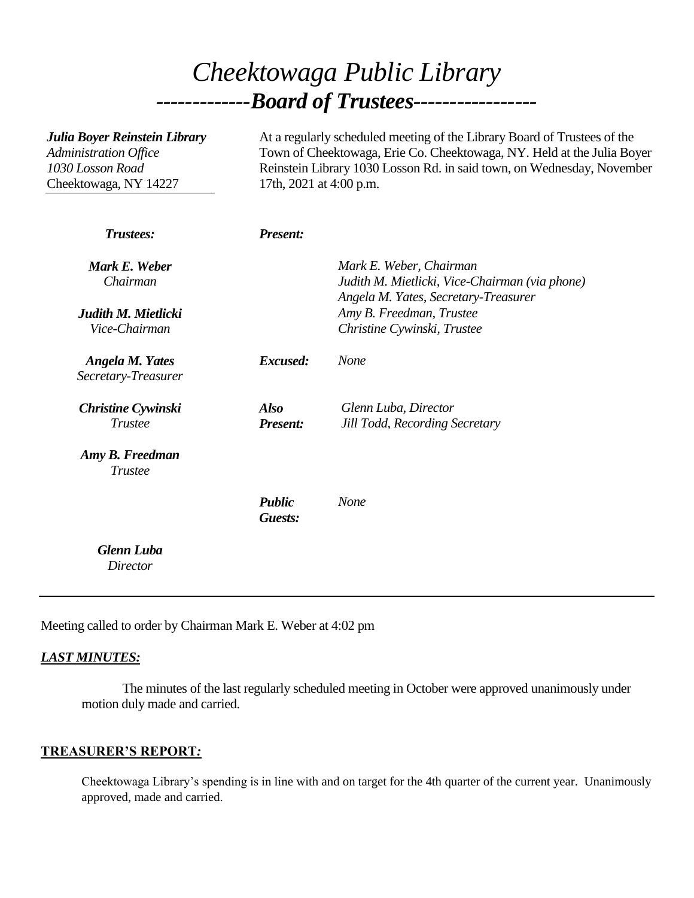# *Cheektowaga Public Library*

## *-------------Board of Trustees-----------------*

***Julia Boyer Reinstein Library***
*Administration Office*
*1030 Losson Road*
Cheektowaga, NY 14227

At a regularly scheduled meeting of the Library Board of Trustees of the Town of Cheektowaga, Erie Co. Cheektowaga, NY. Held at the Julia Boyer Reinstein Library 1030 Losson Rd. in said town, on Wednesday, November 17th, 2021 at 4:00 p.m.

***Trustees:***

***Mark E. Weber***
*Chairman*

***Judith M. Mietlicki***
*Vice-Chairman*

***Angela M. Yates***
*Secretary-Treasurer*

***Christine Cywinski***
*Trustee*

***Amy B. Freedman***
*Trustee*

***Glenn Luba***
*Director*

***Present:***

*Mark E. Weber, Chairman*
*Judith M. Mietlicki, Vice-Chairman (via phone)*
*Angela M. Yates, Secretary-Treasurer*
*Amy B. Freedman, Trustee*
*Christine Cywinski, Trustee*

***Excused:*** *None*

***Also Present:*** *Glenn Luba, Director*
*Jill Todd, Recording Secretary*

***Public Guests:*** *None*

---

Meeting called to order by Chairman Mark E. Weber at 4:02 pm

***LAST MINUTES:***

The minutes of the last regularly scheduled meeting in October were approved unanimously under motion duly made and carried.

**TREASURER'S REPORT*:***

Cheektowaga Library's spending is in line with and on target for the 4th quarter of the current year. Unanimously approved, made and carried.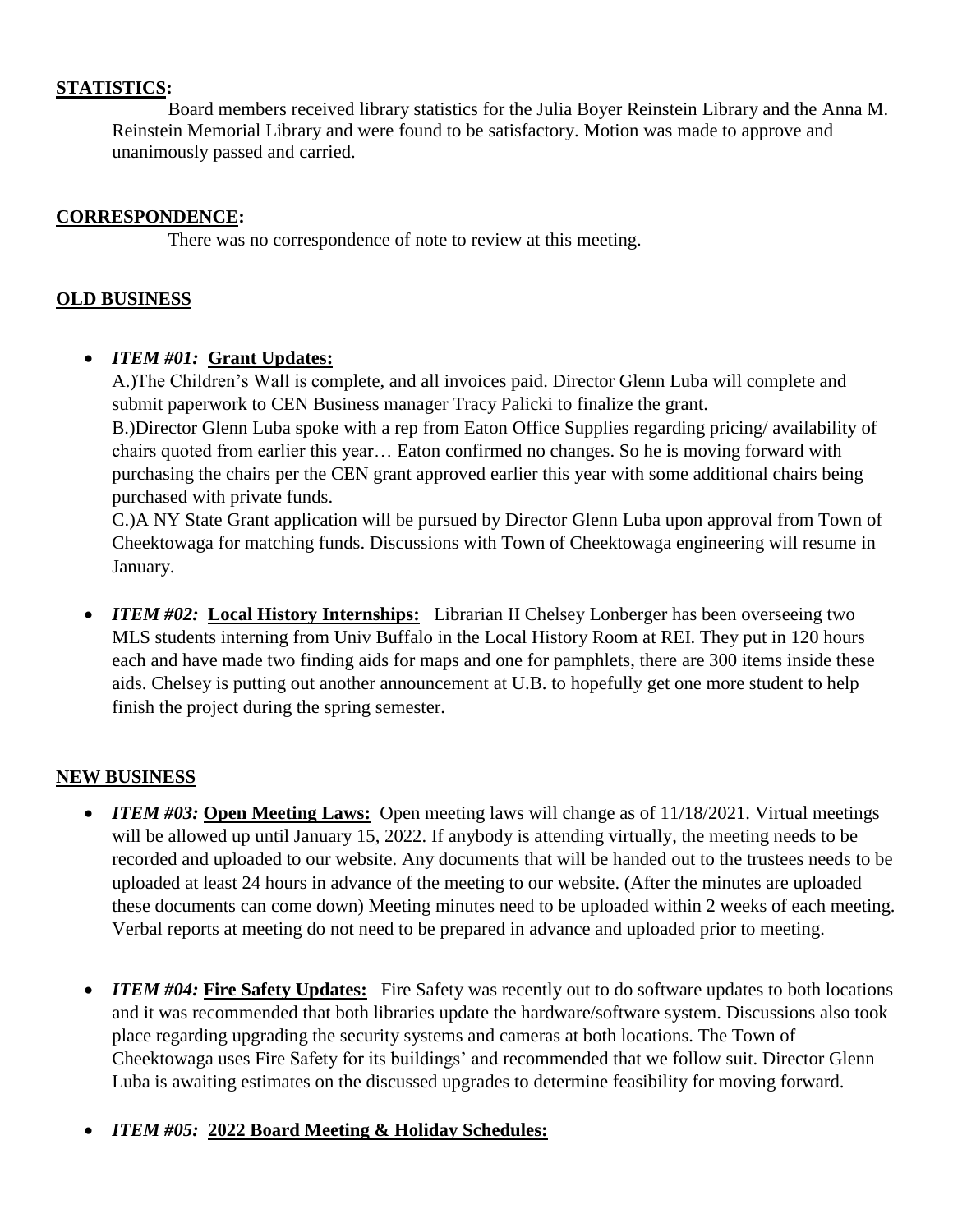**STATISTICS:**

Board members received library statistics for the Julia Boyer Reinstein Library and the Anna M. Reinstein Memorial Library and were found to be satisfactory. Motion was made to approve and unanimously passed and carried.

**CORRESPONDENCE:**

There was no correspondence of note to review at this meeting.

**OLD BUSINESS**

- ***ITEM #01:*** **Grant Updates:**
  A.)The Children's Wall is complete, and all invoices paid. Director Glenn Luba will complete and submit paperwork to CEN Business manager Tracy Palicki to finalize the grant.
  B.)Director Glenn Luba spoke with a rep from Eaton Office Supplies regarding pricing/ availability of chairs quoted from earlier this year… Eaton confirmed no changes. So he is moving forward with purchasing the chairs per the CEN grant approved earlier this year with some additional chairs being purchased with private funds.
  C.)A NY State Grant application will be pursued by Director Glenn Luba upon approval from Town of Cheektowaga for matching funds. Discussions with Town of Cheektowaga engineering will resume in January.

- ***ITEM #02:*** **Local History Internships:** Librarian II Chelsey Lonberger has been overseeing two MLS students interning from Univ Buffalo in the Local History Room at REI. They put in 120 hours each and have made two finding aids for maps and one for pamphlets, there are 300 items inside these aids. Chelsey is putting out another announcement at U.B. to hopefully get one more student to help finish the project during the spring semester.

**NEW BUSINESS**

- ***ITEM #03:*** **Open Meeting Laws:** Open meeting laws will change as of 11/18/2021. Virtual meetings will be allowed up until January 15, 2022. If anybody is attending virtually, the meeting needs to be recorded and uploaded to our website. Any documents that will be handed out to the trustees needs to be uploaded at least 24 hours in advance of the meeting to our website. (After the minutes are uploaded these documents can come down) Meeting minutes need to be uploaded within 2 weeks of each meeting. Verbal reports at meeting do not need to be prepared in advance and uploaded prior to meeting.

- ***ITEM #04:*** **Fire Safety Updates:** Fire Safety was recently out to do software updates to both locations and it was recommended that both libraries update the hardware/software system. Discussions also took place regarding upgrading the security systems and cameras at both locations. The Town of Cheektowaga uses Fire Safety for its buildings' and recommended that we follow suit. Director Glenn Luba is awaiting estimates on the discussed upgrades to determine feasibility for moving forward.

- ***ITEM #05:*** **2022 Board Meeting & Holiday Schedules:**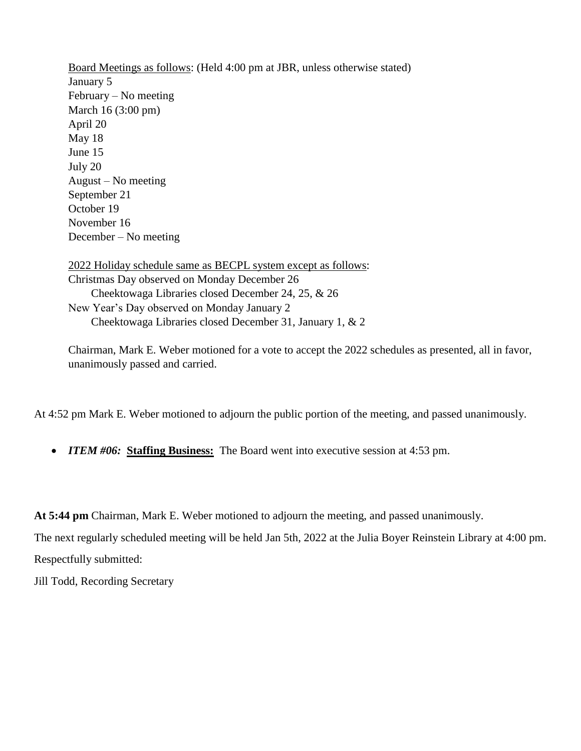<u>Board Meetings as follows</u>: (Held 4:00 pm at JBR, unless otherwise stated)
January 5
February – No meeting
March 16 (3:00 pm)
April 20
May 18
June 15
July 20
August – No meeting
September 21
October 19
November 16
December – No meeting

<u>2022 Holiday schedule same as BECPL system except as follows</u>:
Christmas Day observed on Monday December 26
  Cheektowaga Libraries closed December 24, 25, & 26
New Year's Day observed on Monday January 2
  Cheektowaga Libraries closed December 31, January 1, & 2

Chairman, Mark E. Weber motioned for a vote to accept the 2022 schedules as presented, all in favor, unanimously passed and carried.

At 4:52 pm Mark E. Weber motioned to adjourn the public portion of the meeting, and passed unanimously.

- ***ITEM #06:*** **<u>Staffing Business:</u>** The Board went into executive session at 4:53 pm.

**At 5:44 pm** Chairman, Mark E. Weber motioned to adjourn the meeting, and passed unanimously.

The next regularly scheduled meeting will be held Jan 5th, 2022 at the Julia Boyer Reinstein Library at 4:00 pm.

Respectfully submitted:

Jill Todd, Recording Secretary